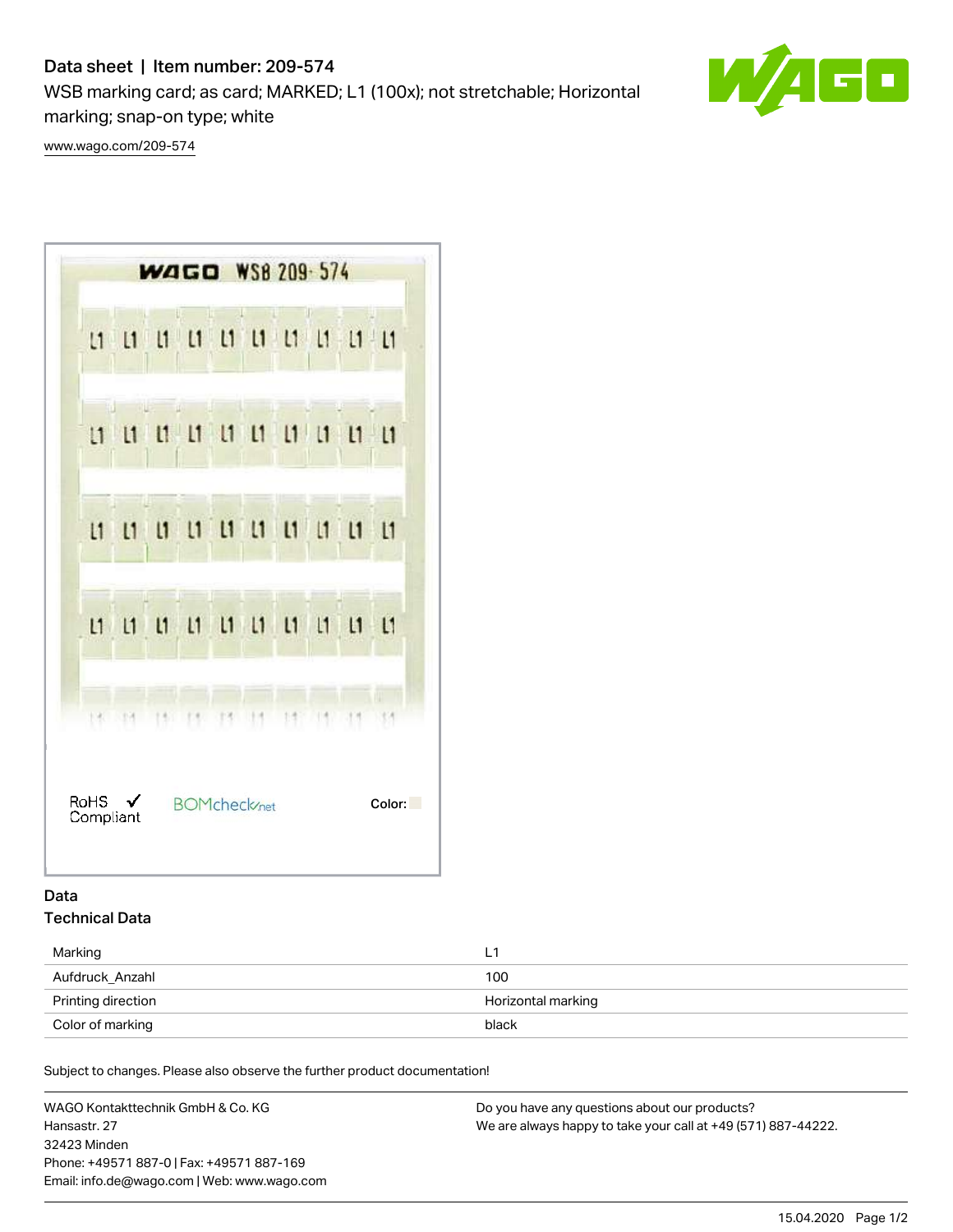# Data sheet | Item number: 209-574

WSB marking card; as card; MARKED; L1 (100x); not stretchable; Horizontal marking; snap-on type; white

www.wago.com/209-574

## Data

### Technical Data

| | |
|---|---|
| Marking | L1 |
| Aufdruck_Anzahl | 100 |
| Printing direction | Horizontal marking |
| Color of marking | black |

Subject to changes. Please also observe the further product documentation!

WAGO Kontakttechnik GmbH & Co. KG
Hansastr. 27
32423 Minden
Phone: +49571 887-0 | Fax: +49571 887-169
Email: info.de@wago.com | Web: www.wago.com

Do you have any questions about our products?
We are always happy to take your call at +49 (571) 887-44222.

15.04.2020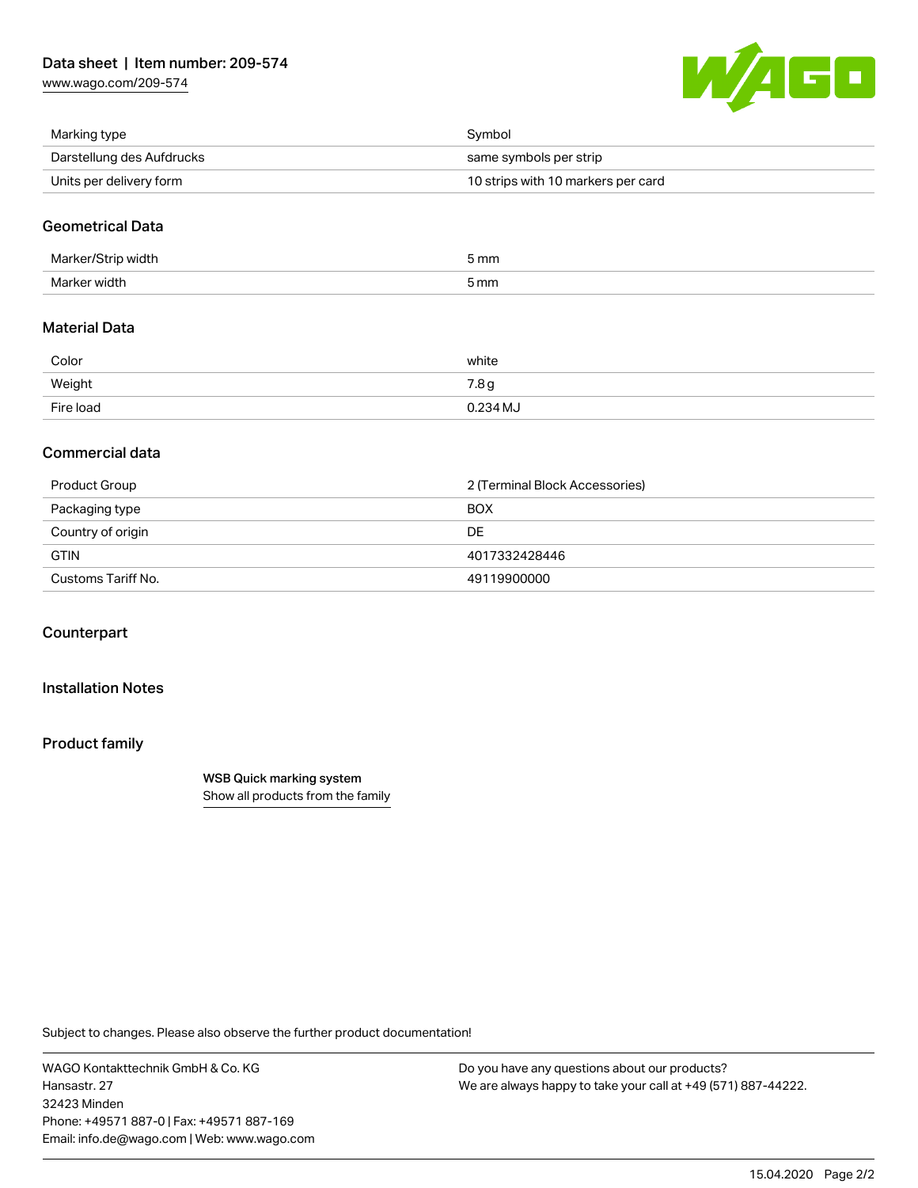| | |
|---|---|
| Marking type | Symbol |
| Darstellung des Aufdrucks | same symbols per strip |
| Units per delivery form | 10 strips with 10 markers per card |

## Geometrical Data

| | |
|---|---|
| Marker/Strip width | 5 mm |
| Marker width | 5 mm |

## Material Data

| | |
|---|---|
| Color | white |
| Weight | 7.8 g |
| Fire load | 0.234 MJ |

## Commercial data

| | |
|---|---|
| Product Group | 2 (Terminal Block Accessories) |
| Packaging type | BOX |
| Country of origin | DE |
| GTIN | 4017332428446 |
| Customs Tariff No. | 49119900000 |

## Counterpart

## Installation Notes

## Product family

**WSB Quick marking system**
Show all products from the family

Subject to changes. Please also observe the further product documentation!

WAGO Kontakttechnik GmbH & Co. KG
Hansastr. 27
32423 Minden
Phone: +49571 887-0 | Fax: +49571 887-169
Email: info.de@wago.com | Web: www.wago.com

Do you have any questions about our products?
We are always happy to take your call at +49 (571) 887-44222.